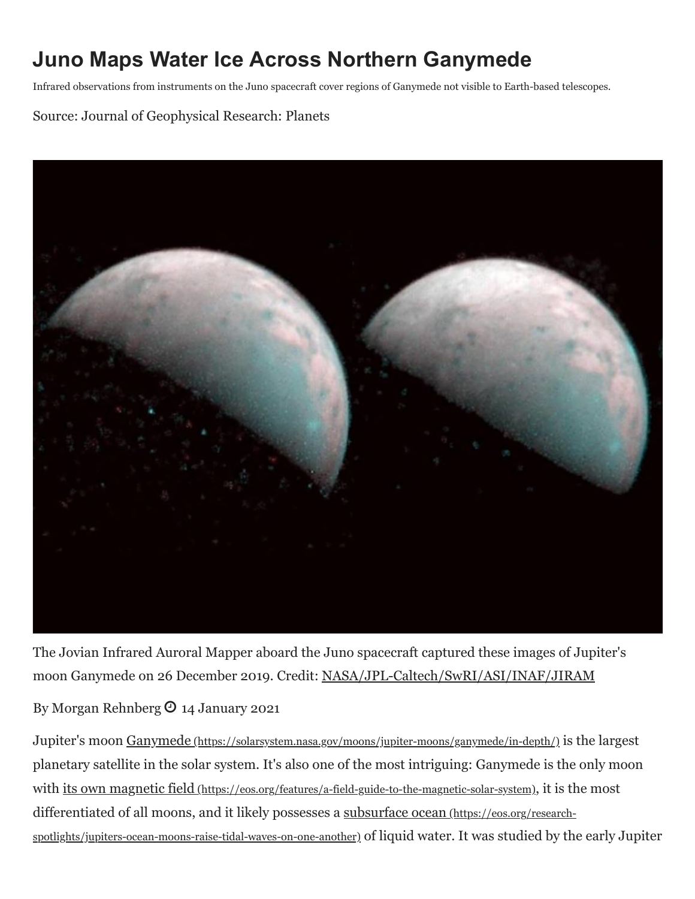# Juno Maps Water Ice Across Northern Ganymede

Infrared observations from instruments on the Juno spacecraft cover regions of Ganymede not visible to Earth-based telescopes.

Source: Journal of Geophysical Research: Planets

The Jovian Infrared Auroral Mapper aboard the Juno spacecraft captured these images of Jupiter's moon Ganymede on 26 December 2019. Credit: NASA/JPL-Caltech/SwRI/ASI/INAF/JIRAM

By Morgan Rehnberg 14 January 2021

Jupiter's moon Ganymede (https://solarsystem.nasa.gov/moons/jupiter-moons/ganymede/in-depth/) is the largest planetary satellite in the solar system. It's also one of the most intriguing: Ganymede is the only moon with its own magnetic field (https://eos.org/features/a-field-guide-to-the-magnetic-solar-system), it is the most differentiated of all moons, and it likely possesses a subsurface ocean (https://eos.org/research-spotlights/jupiters-ocean-moons-raise-tidal-waves-on-one-another) of liquid water. It was studied by the early Jupiter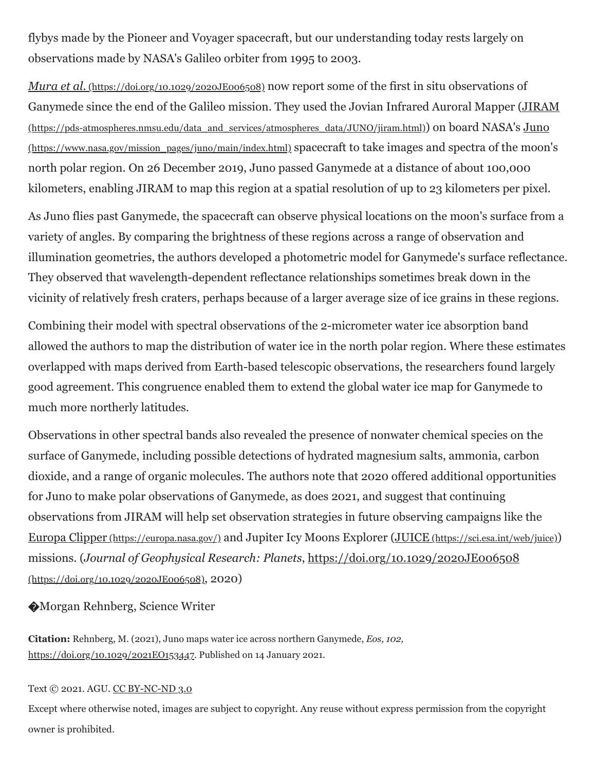flybys made by the Pioneer and Voyager spacecraft, but our understanding today rests largely on observations made by NASA's Galileo orbiter from 1995 to 2003.

[*Mura et al.*](https://doi.org/10.1029/2020JE006508) (https://doi.org/10.1029/2020JE006508) now report some of the first in situ observations of Ganymede since the end of the Galileo mission. They used the Jovian Infrared Auroral Mapper ([JIRAM](https://pds-atmospheres.nmsu.edu/data_and_services/atmospheres_data/JUNO/jiram.html) (https://pds-atmospheres.nmsu.edu/data_and_services/atmospheres_data/JUNO/jiram.html)) on board NASA's [Juno](https://www.nasa.gov/mission_pages/juno/main/index.html) (https://www.nasa.gov/mission_pages/juno/main/index.html) spacecraft to take images and spectra of the moon's north polar region. On 26 December 2019, Juno passed Ganymede at a distance of about 100,000 kilometers, enabling JIRAM to map this region at a spatial resolution of up to 23 kilometers per pixel.

As Juno flies past Ganymede, the spacecraft can observe physical locations on the moon's surface from a variety of angles. By comparing the brightness of these regions across a range of observation and illumination geometries, the authors developed a photometric model for Ganymede's surface reflectance. They observed that wavelength-dependent reflectance relationships sometimes break down in the vicinity of relatively fresh craters, perhaps because of a larger average size of ice grains in these regions.

Combining their model with spectral observations of the 2-micrometer water ice absorption band allowed the authors to map the distribution of water ice in the north polar region. Where these estimates overlapped with maps derived from Earth-based telescopic observations, the researchers found largely good agreement. This congruence enabled them to extend the global water ice map for Ganymede to much more northerly latitudes.

Observations in other spectral bands also revealed the presence of nonwater chemical species on the surface of Ganymede, including possible detections of hydrated magnesium salts, ammonia, carbon dioxide, and a range of organic molecules. The authors note that 2020 offered additional opportunities for Juno to make polar observations of Ganymede, as does 2021, and suggest that continuing observations from JIRAM will help set observation strategies in future observing campaigns like the [Europa Clipper](https://europa.nasa.gov/) (https://europa.nasa.gov/) and Jupiter Icy Moons Explorer ([JUICE](https://sci.esa.int/web/juice) (https://sci.esa.int/web/juice)) missions. (*Journal of Geophysical Research: Planets*, [https://doi.org/10.1029/2020JE006508](https://doi.org/10.1029/2020JE006508) (https://doi.org/10.1029/2020JE006508), 2020)

�Morgan Rehnberg, Science Writer

**Citation:** Rehnberg, M. (2021), Juno maps water ice across northern Ganymede, *Eos, 102,* https://doi.org/10.1029/2021EO153447. Published on 14 January 2021.

Text © 2021. AGU. CC BY-NC-ND 3.0

Except where otherwise noted, images are subject to copyright. Any reuse without express permission from the copyright owner is prohibited.